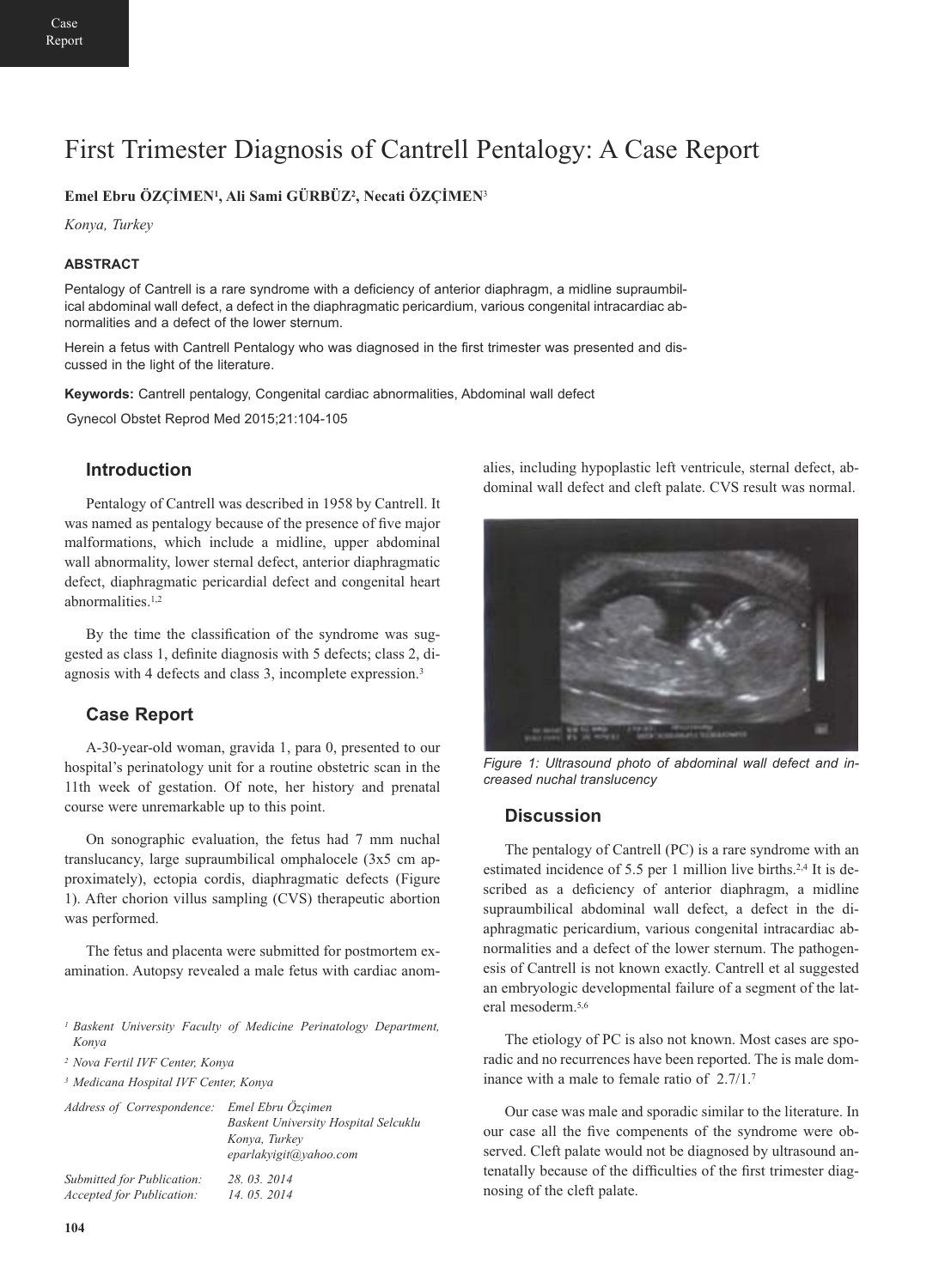# First Trimester Diagnosis of Cantrell Pentalogy: A Case Report

**Emel Ebru ÖZÇİMEN[1], Ali Sami GÜRBÜZ[2], Necati ÖZÇİMEN[3]**

*Konya, Turkey*

### ABSTRACT

Pentalogy of Cantrell is a rare syndrome with a deficiency of anterior diaphragm, a midline supraumbilical abdominal wall defect, a defect in the diaphragmatic pericardium, various congenital intracardiac abnormalities and a defect of the lower sternum.

Herein a fetus with Cantrell Pentalogy who was diagnosed in the first trimester was presented and discussed in the light of the literature.

**Keywords:** Cantrell pentalogy, Congenital cardiac abnormalities, Abdominal wall defect

Gynecol Obstet Reprod Med 2015;21:104-105

## Introduction

Pentalogy of Cantrell was described in 1958 by Cantrell. It was named as pentalogy because of the presence of five major malformations, which include a midline, upper abdominal wall abnormality, lower sternal defect, anterior diaphragmatic defect, diaphragmatic pericardial defect and congenital heart abnormalities.[1,2]

By the time the classification of the syndrome was suggested as class 1, definite diagnosis with 5 defects; class 2, diagnosis with 4 defects and class 3, incomplete expression.[3]

## Case Report

A-30-year-old woman, gravida 1, para 0, presented to our hospital's perinatology unit for a routine obstetric scan in the 11th week of gestation. Of note, her history and prenatal course were unremarkable up to this point.

On sonographic evaluation, the fetus had 7 mm nuchal translucancy, large supraumbilical omphalocele (3x5 cm approximately), ectopia cordis, diaphragmatic defects (Figure 1). After chorion villus sampling (CVS) therapeutic abortion was performed.

The fetus and placenta were submitted for postmortem examination. Autopsy revealed a male fetus with cardiac anomalies, including hypoplastic left ventricule, sternal defect, abdominal wall defect and cleft palate. CVS result was normal.

*Figure 1: Ultrasound photo of abdominal wall defect and increased nuchal translucency*

## Discussion

The pentalogy of Cantrell (PC) is a rare syndrome with an estimated incidence of 5.5 per 1 million live births.[2,4] It is described as a deficiency of anterior diaphragm, a midline supraumbilical abdominal wall defect, a defect in the diaphragmatic pericardium, various congenital intracardiac abnormalities and a defect of the lower sternum. The pathogenesis of Cantrell is not known exactly. Cantrell et al suggested an embryologic developmental failure of a segment of the lateral mesoderm.[5,6]

The etiology of PC is also not known. Most cases are sporadic and no recurrences have been reported. The is male dominance with a male to female ratio of 2.7/1.[7]

Our case was male and sporadic similar to the literature. In our case all the five compenents of the syndrome were observed. Cleft palate would not be diagnosed by ultrasound antenatally because of the difficulties of the first trimester diagnosing of the cleft palate.

---

*[1] Baskent University Faculty of Medicine Perinatology Department, Konya*

*[2] Nova Fertil IVF Center, Konya*

*[3] Medicana Hospital IVF Center, Konya*

*Address of Correspondence:* *Emel Ebru Özçimen, Baskent University Hospital Selcuklu, Konya, Turkey, eparlakyigit@yahoo.com*

*Submitted for Publication:* *28. 03. 2014*
*Accepted for Publication:* *14. 05. 2014*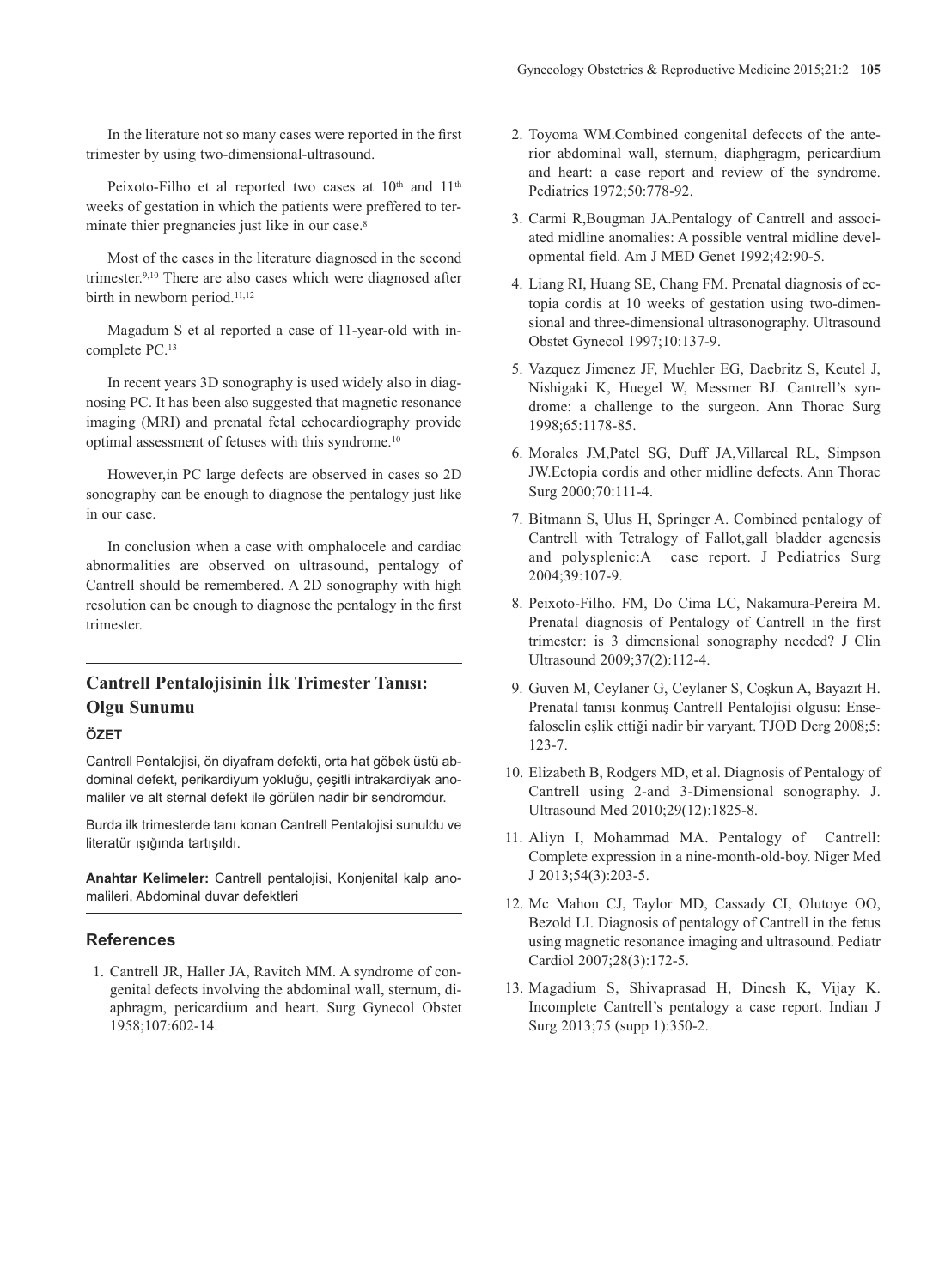In the literature not so many cases were reported in the first trimester by using two-dimensional-ultrasound.

Peixoto-Filho et al reported two cases at 10th and 11th weeks of gestation in which the patients were preffered to terminate thier pregnancies just like in our case.[8]

Most of the cases in the literature diagnosed in the second trimester.[9,10] There are also cases which were diagnosed after birth in newborn period.[11,12]

Magadum S et al reported a case of 11-year-old with incomplete PC.[13]

In recent years 3D sonography is used widely also in diagnosing PC. It has been also suggested that magnetic resonance imaging (MRI) and prenatal fetal echocardiography provide optimal assessment of fetuses with this syndrome.[10]

However,in PC large defects are observed in cases so 2D sonography can be enough to diagnose the pentalogy just like in our case.

In conclusion when a case with omphalocele and cardiac abnormalities are observed on ultrasound, pentalogy of Cantrell should be remembered. A 2D sonography with high resolution can be enough to diagnose the pentalogy in the first trimester.

## Cantrell Pentalojisinin İlk Trimester Tanısı: Olgu Sunumu

### ÖZET

Cantrell Pentalojisi, ön diyafram defekti, orta hat göbek üstü abdominal defekt, perikardiyum yokluğu, çeşitli intrakardiyak anomaliler ve alt sternal defekt ile görülen nadir bir sendromdur.

Burda ilk trimesterde tanı konan Cantrell Pentalojisi sunuldu ve literatür ışığında tartışıldı.

**Anahtar Kelimeler:** Cantrell pentalojisi, Konjenital kalp anomalileri, Abdominal duvar defektleri

## References

1. Cantrell JR, Haller JA, Ravitch MM. A syndrome of congenital defects involving the abdominal wall, sternum, diaphragm, pericardium and heart. Surg Gynecol Obstet 1958;107:602-14.
2. Toyoma WM.Combined congenital defeccts of the anterior abdominal wall, sternum, diaphgragm, pericardium and heart: a case report and review of the syndrome. Pediatrics 1972;50:778-92.
3. Carmi R,Bougman JA.Pentalogy of Cantrell and associated midline anomalies: A possible ventral midline developmental field. Am J MED Genet 1992;42:90-5.
4. Liang RI, Huang SE, Chang FM. Prenatal diagnosis of ectopia cordis at 10 weeks of gestation using two-dimensional and three-dimensional ultrasonography. Ultrasound Obstet Gynecol 1997;10:137-9.
5. Vazquez Jimenez JF, Muehler EG, Daebritz S, Keutel J, Nishigaki K, Huegel W, Messmer BJ. Cantrell's syndrome: a challenge to the surgeon. Ann Thorac Surg 1998;65:1178-85.
6. Morales JM,Patel SG, Duff JA,Villareal RL, Simpson JW.Ectopia cordis and other midline defects. Ann Thorac Surg 2000;70:111-4.
7. Bitmann S, Ulus H, Springer A. Combined pentalogy of Cantrell with Tetralogy of Fallot,gall bladder agenesis and polysplenic:A case report. J Pediatrics Surg 2004;39:107-9.
8. Peixoto-Filho. FM, Do Cima LC, Nakamura-Pereira M. Prenatal diagnosis of Pentalogy of Cantrell in the first trimester: is 3 dimensional sonography needed? J Clin Ultrasound 2009;37(2):112-4.
9. Guven M, Ceylaner G, Ceylaner S, Coşkun A, Bayazıt H. Prenatal tanısı konmuş Cantrell Pentalojisi olgusu: Ensefaloselin eşlik ettiği nadir bir varyant. TJOD Derg 2008;5:123-7.
10. Elizabeth B, Rodgers MD, et al. Diagnosis of Pentalogy of Cantrell using 2-and 3-Dimensional sonography. J. Ultrasound Med 2010;29(12):1825-8.
11. Aliyn I, Mohammad MA. Pentalogy of Cantrell: Complete expression in a nine-month-old-boy. Niger Med J 2013;54(3):203-5.
12. Mc Mahon CJ, Taylor MD, Cassady CI, Olutoye OO, Bezold LI. Diagnosis of pentalogy of Cantrell in the fetus using magnetic resonance imaging and ultrasound. Pediatr Cardiol 2007;28(3):172-5.
13. Magadium S, Shivaprasad H, Dinesh K, Vijay K. Incomplete Cantrell's pentalogy a case report. Indian J Surg 2013;75 (supp 1):350-2.